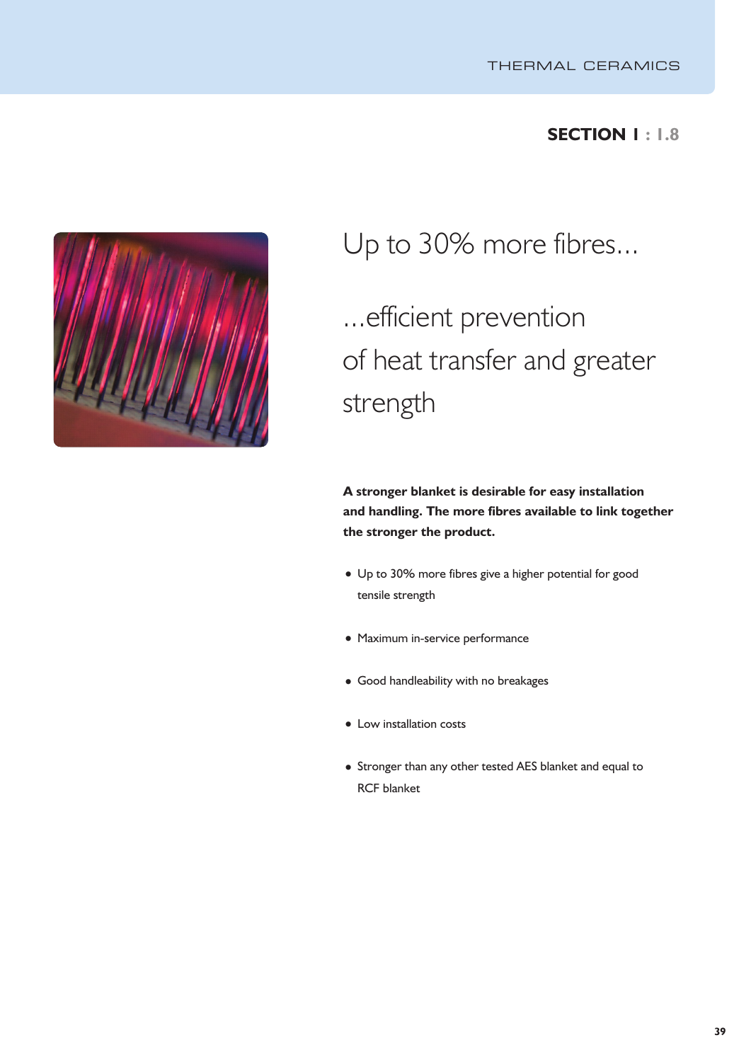SECTION I : 1.8

# Up to 30% more fibres...

## ...efficient prevention of heat transfer and greater strength

**A stronger blanket is desirable for easy installation and handling. The more fibres available to link together the stronger the product.**

- Up to 30% more fibres give a higher potential for good tensile strength
- Maximum in-service performance
- Good handleability with no breakages
- Low installation costs
- Stronger than any other tested AES blanket and equal to RCF blanket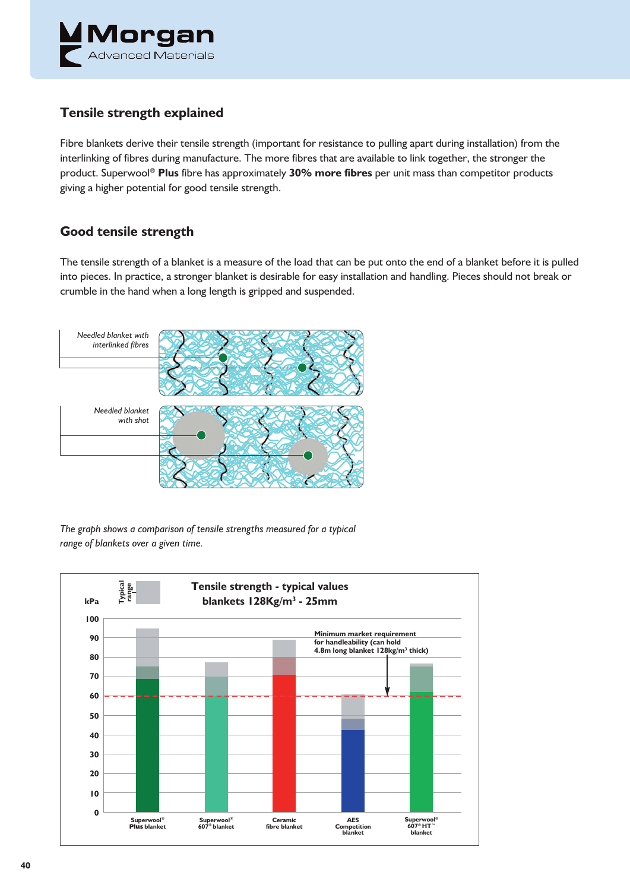## Tensile strength explained

Fibre blankets derive their tensile strength (important for resistance to pulling apart during installation) from the interlinking of fibres during manufacture. The more fibres that are available to link together, the stronger the product. Superwool® **Plus** fibre has approximately **30% more fibres** per unit mass than competitor products giving a higher potential for good tensile strength.

## Good tensile strength

The tensile strength of a blanket is a measure of the load that can be put onto the end of a blanket before it is pulled into pieces. In practice, a stronger blanket is desirable for easy installation and handling. Pieces should not break or crumble in the hand when a long length is gripped and suspended.

*Needled blanket with interlinked fibres*

*Needled blanket with shot*

*The graph shows a comparison of tensile strengths measured for a typical range of blankets over a given time.*

**Tensile strength - typical values blankets 128Kg/m³ - 25mm**

Typical range

kPa: 0, 10, 20, 30, 40, 50, 60, 70, 80, 90, 100

Minimum market requirement for handleability (can hold 4.8m long blanket 128kg/m³ thick)

Superwool® **Plus** blanket | Superwool® 607® blanket | Ceramic fibre blanket | AES Competition blanket | Superwool® 607® HT™ blanket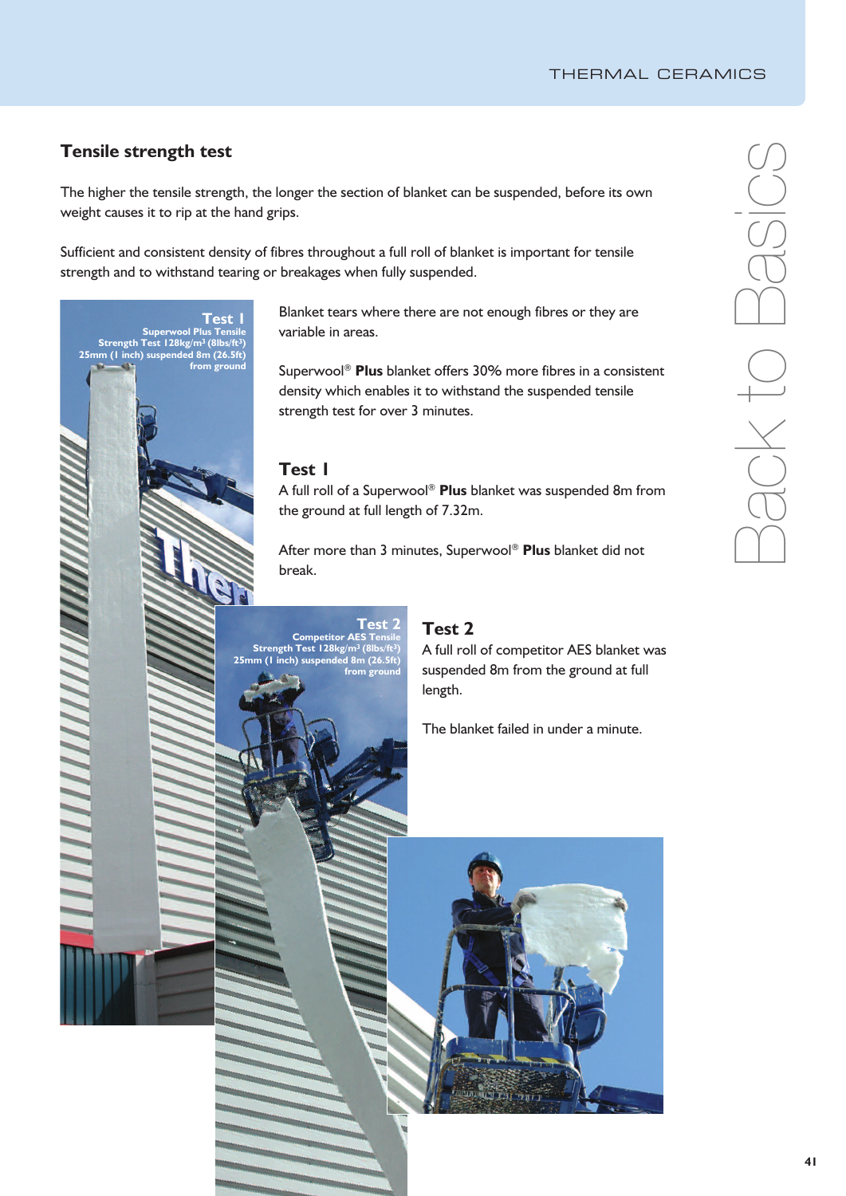## Tensile strength test

The higher the tensile strength, the longer the section of blanket can be suspended, before its own weight causes it to rip at the hand grips.

Sufficient and consistent density of fibres throughout a full roll of blanket is important for tensile strength and to withstand tearing or breakages when fully suspended.

**Test 1**
**Superwool Plus Tensile Strength Test 128kg/m³ (8lbs/ft³) 25mm (1 inch) suspended 8m (26.5ft) from ground**

Blanket tears where there are not enough fibres or they are variable in areas.

Superwool® **Plus** blanket offers 30% more fibres in a consistent density which enables it to withstand the suspended tensile strength test for over 3 minutes.

### Test 1

A full roll of a Superwool® **Plus** blanket was suspended 8m from the ground at full length of 7.32m.

After more than 3 minutes, Superwool® **Plus** blanket did not break.

**Test 2**
**Competitor AES Tensile Strength Test 128kg/m³ (8lbs/ft³) 25mm (1 inch) suspended 8m (26.5ft) from ground**

### Test 2

A full roll of competitor AES blanket was suspended 8m from the ground at full length.

The blanket failed in under a minute.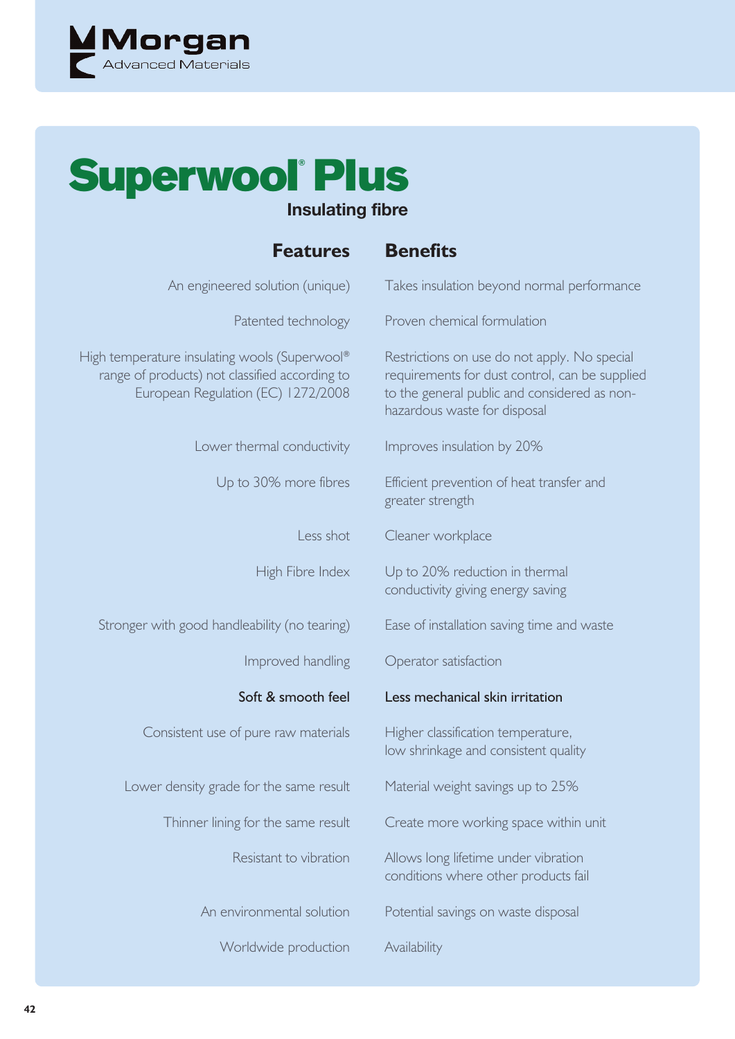Morgan Advanced Materials

# Superwool® Plus

## Insulating fibre

| Features | Benefits |
| --- | --- |
| An engineered solution (unique) | Takes insulation beyond normal performance |
| Patented technology | Proven chemical formulation |
| High temperature insulating wools (Superwool® range of products) not classified according to European Regulation (EC) 1272/2008 | Restrictions on use do not apply. No special requirements for dust control, can be supplied to the general public and considered as non-hazardous waste for disposal |
| Lower thermal conductivity | Improves insulation by 20% |
| Up to 30% more fibres | Efficient prevention of heat transfer and greater strength |
| Less shot | Cleaner workplace |
| High Fibre Index | Up to 20% reduction in thermal conductivity giving energy saving |
| Stronger with good handleability (no tearing) | Ease of installation saving time and waste |
| Improved handling | Operator satisfaction |
| Soft & smooth feel | Less mechanical skin irritation |
| Consistent use of pure raw materials | Higher classification temperature, low shrinkage and consistent quality |
| Lower density grade for the same result | Material weight savings up to 25% |
| Thinner lining for the same result | Create more working space within unit |
| Resistant to vibration | Allows long lifetime under vibration conditions where other products fail |
| An environmental solution | Potential savings on waste disposal |
| Worldwide production | Availability |